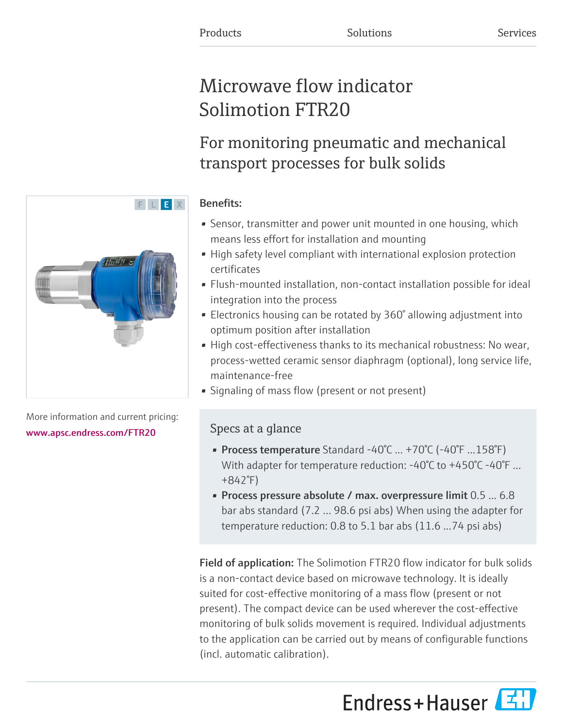Products Solutions Services

# Microwave flow indicator Solimotion FTR20

## For monitoring pneumatic and mechanical transport processes for bulk solids

F L E X

More information and current pricing:
www.apsc.endress.com/FTR20

**Benefits:**

- Sensor, transmitter and power unit mounted in one housing, which means less effort for installation and mounting
- High safety level compliant with international explosion protection certificates
- Flush-mounted installation, non-contact installation possible for ideal integration into the process
- Electronics housing can be rotated by 360° allowing adjustment into optimum position after installation
- High cost-effectiveness thanks to its mechanical robustness: No wear, process-wetted ceramic sensor diaphragm (optional), long service life, maintenance-free
- Signaling of mass flow (present or not present)

### Specs at a glance

- **Process temperature** Standard -40°C ... +70°C (-40°F ...158°F) With adapter for temperature reduction: -40°C to +450°C -40°F ... +842°F)
- **Process pressure absolute / max. overpressure limit** 0.5 ... 6.8 bar abs standard (7.2 ... 98.6 psi abs) When using the adapter for temperature reduction: 0.8 to 5.1 bar abs (11.6 ...74 psi abs)

**Field of application:** The Solimotion FTR20 flow indicator for bulk solids is a non-contact device based on microwave technology. It is ideally suited for cost-effective monitoring of a mass flow (present or not present). The compact device can be used wherever the cost-effective monitoring of bulk solids movement is required. Individual adjustments to the application can be carried out by means of configurable functions (incl. automatic calibration).

Endress+Hauser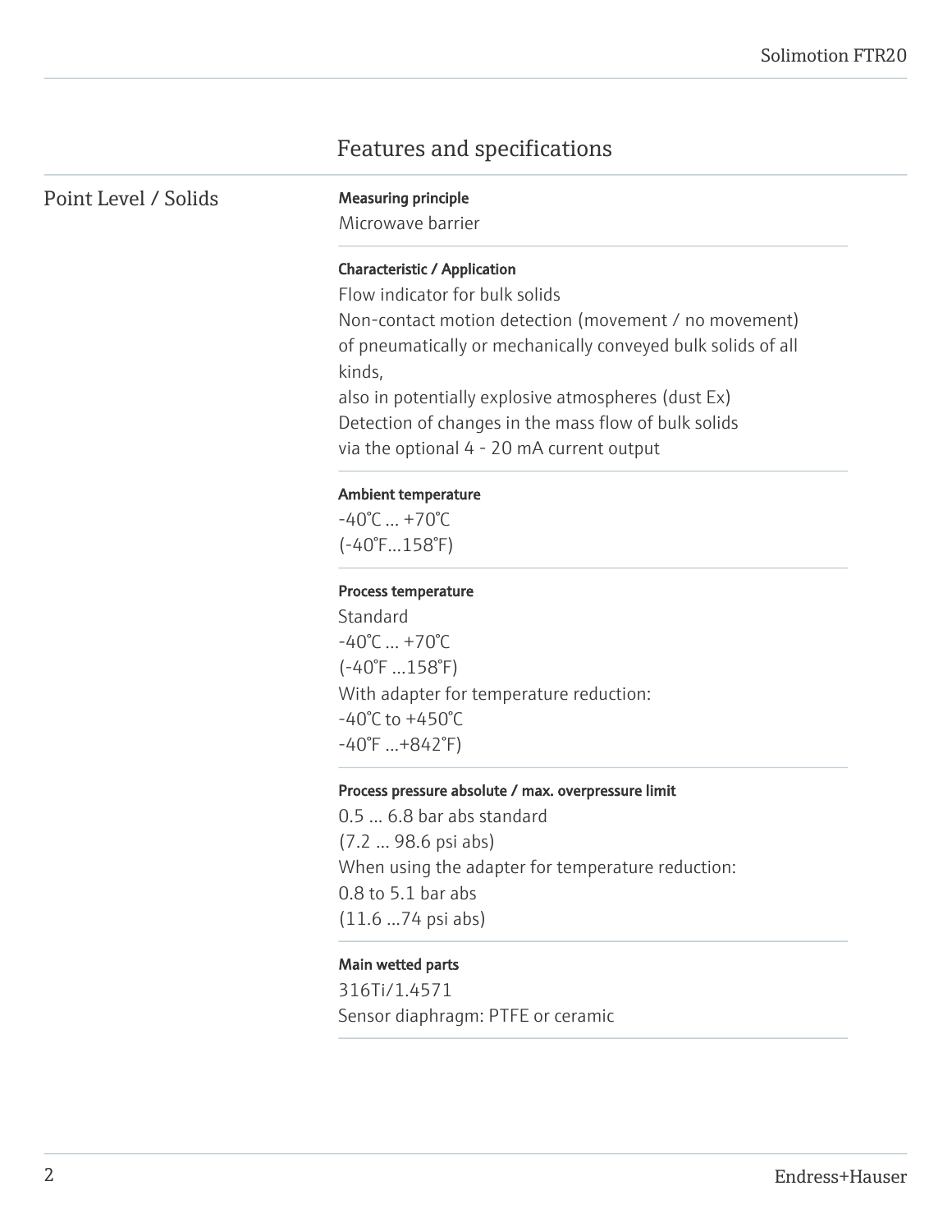# Features and specifications

## Point Level / Solids

**Measuring principle**

Microwave barrier

**Characteristic / Application**

Flow indicator for bulk solids
Non-contact motion detection (movement / no movement) of pneumatically or mechanically conveyed bulk solids of all kinds,
also in potentially explosive atmospheres (dust Ex)
Detection of changes in the mass flow of bulk solids via the optional 4 - 20 mA current output

**Ambient temperature**

-40°C ... +70°C
(-40°F...158°F)

**Process temperature**

Standard
-40°C ... +70°C
(-40°F ...158°F)
With adapter for temperature reduction:
-40°C to +450°C
-40°F ...+842°F)

**Process pressure absolute / max. overpressure limit**

0.5 ... 6.8 bar abs standard
(7.2 ... 98.6 psi abs)
When using the adapter for temperature reduction:
0.8 to 5.1 bar abs
(11.6 ...74 psi abs)

**Main wetted parts**

316Ti/1.4571
Sensor diaphragm: PTFE or ceramic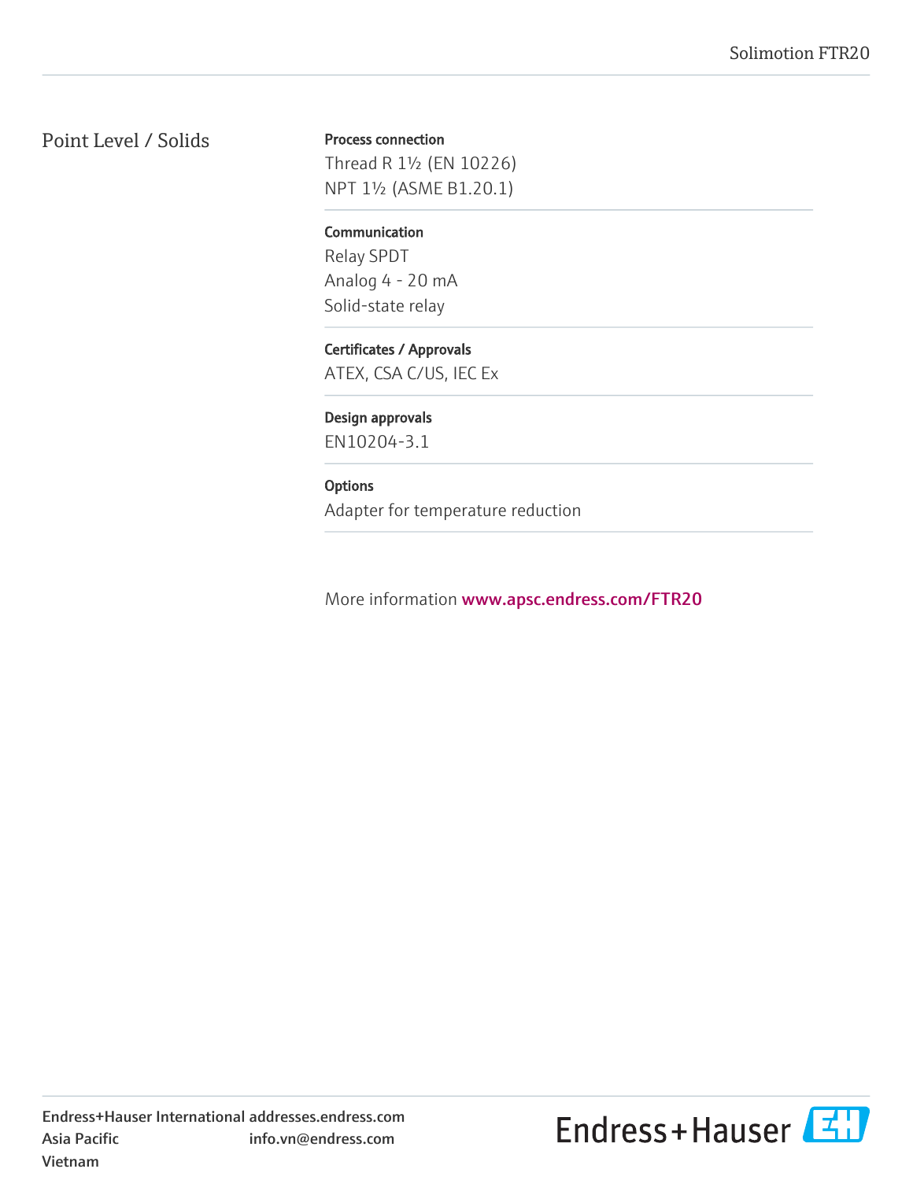## Point Level / Solids

**Process connection**

Thread R 1½ (EN 10226)
NPT 1½ (ASME B1.20.1)

**Communication**

Relay SPDT
Analog 4 - 20 mA
Solid-state relay

**Certificates / Approvals**

ATEX, CSA C/US, IEC Ex

**Design approvals**

EN10204-3.1

**Options**

Adapter for temperature reduction

More information **www.apsc.endress.com/FTR20**

Endress+Hauser International addresses.endress.com
Asia Pacific info.vn@endress.com
Vietnam

Endress+Hauser